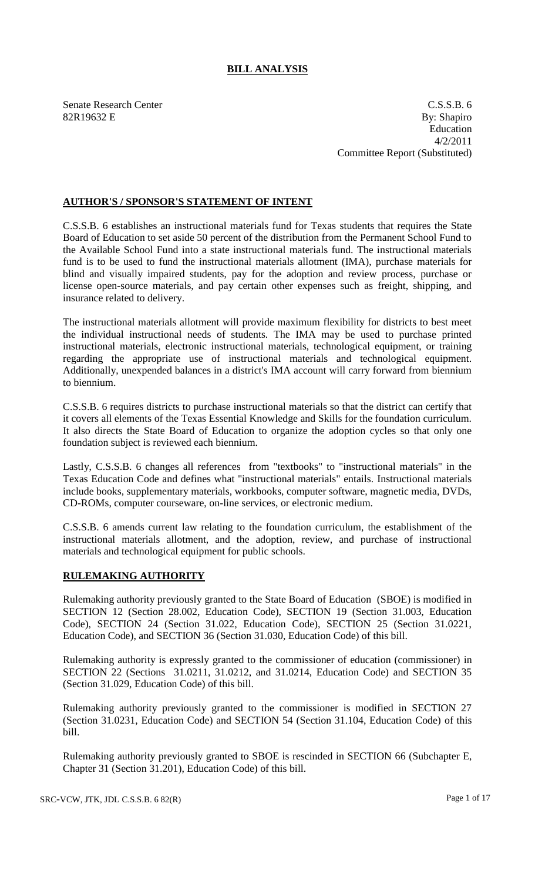# BILL ANALYSIS

Senate Research Center
82R19632 E

C.S.S.B. 6
By: Shapiro
Education
4/2/2011
Committee Report (Substituted)

## AUTHOR'S / SPONSOR'S STATEMENT OF INTENT

C.S.S.B. 6 establishes an instructional materials fund for Texas students that requires the State Board of Education to set aside 50 percent of the distribution from the Permanent School Fund to the Available School Fund into a state instructional materials fund. The instructional materials fund is to be used to fund the instructional materials allotment (IMA), purchase materials for blind and visually impaired students, pay for the adoption and review process, purchase or license open-source materials, and pay certain other expenses such as freight, shipping, and insurance related to delivery.

The instructional materials allotment will provide maximum flexibility for districts to best meet the individual instructional needs of students. The IMA may be used to purchase printed instructional materials, electronic instructional materials, technological equipment, or training regarding the appropriate use of instructional materials and technological equipment. Additionally, unexpended balances in a district's IMA account will carry forward from biennium to biennium.

C.S.S.B. 6 requires districts to purchase instructional materials so that the district can certify that it covers all elements of the Texas Essential Knowledge and Skills for the foundation curriculum. It also directs the State Board of Education to organize the adoption cycles so that only one foundation subject is reviewed each biennium.

Lastly, C.S.S.B. 6 changes all references from "textbooks" to "instructional materials" in the Texas Education Code and defines what "instructional materials" entails. Instructional materials include books, supplementary materials, workbooks, computer software, magnetic media, DVDs, CD-ROMs, computer courseware, on-line services, or electronic medium.

C.S.S.B. 6 amends current law relating to the foundation curriculum, the establishment of the instructional materials allotment, and the adoption, review, and purchase of instructional materials and technological equipment for public schools.

## RULEMAKING AUTHORITY

Rulemaking authority previously granted to the State Board of Education (SBOE) is modified in SECTION 12 (Section 28.002, Education Code), SECTION 19 (Section 31.003, Education Code), SECTION 24 (Section 31.022, Education Code), SECTION 25 (Section 31.0221, Education Code), and SECTION 36 (Section 31.030, Education Code) of this bill.

Rulemaking authority is expressly granted to the commissioner of education (commissioner) in SECTION 22 (Sections 31.0211, 31.0212, and 31.0214, Education Code) and SECTION 35 (Section 31.029, Education Code) of this bill.

Rulemaking authority previously granted to the commissioner is modified in SECTION 27 (Section 31.0231, Education Code) and SECTION 54 (Section 31.104, Education Code) of this bill.

Rulemaking authority previously granted to SBOE is rescinded in SECTION 66 (Subchapter E, Chapter 31 (Section 31.201), Education Code) of this bill.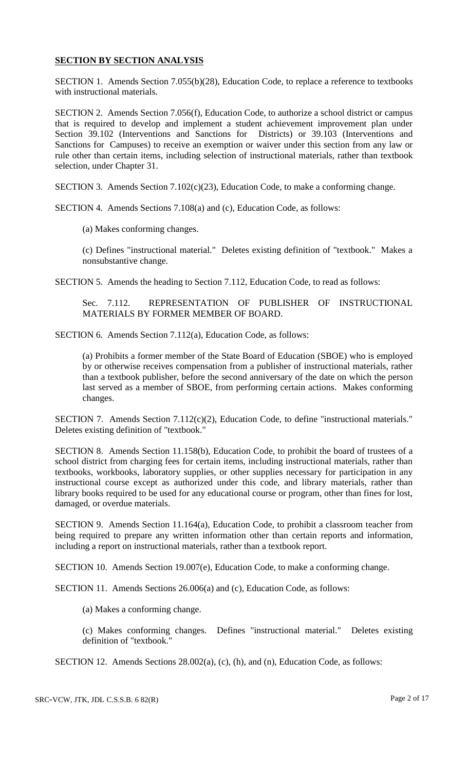**SECTION BY SECTION ANALYSIS**

SECTION 1. Amends Section 7.055(b)(28), Education Code, to replace a reference to textbooks with instructional materials.

SECTION 2. Amends Section 7.056(f), Education Code, to authorize a school district or campus that is required to develop and implement a student achievement improvement plan under Section 39.102 (Interventions and Sanctions for Districts) or 39.103 (Interventions and Sanctions for Campuses) to receive an exemption or waiver under this section from any law or rule other than certain items, including selection of instructional materials, rather than textbook selection, under Chapter 31.

SECTION 3. Amends Section 7.102(c)(23), Education Code, to make a conforming change.

SECTION 4. Amends Sections 7.108(a) and (c), Education Code, as follows:

(a) Makes conforming changes.

(c) Defines "instructional material." Deletes existing definition of "textbook." Makes a nonsubstantive change.

SECTION 5. Amends the heading to Section 7.112, Education Code, to read as follows:

Sec. 7.112. REPRESENTATION OF PUBLISHER OF INSTRUCTIONAL MATERIALS BY FORMER MEMBER OF BOARD.

SECTION 6. Amends Section 7.112(a), Education Code, as follows:

(a) Prohibits a former member of the State Board of Education (SBOE) who is employed by or otherwise receives compensation from a publisher of instructional materials, rather than a textbook publisher, before the second anniversary of the date on which the person last served as a member of SBOE, from performing certain actions. Makes conforming changes.

SECTION 7. Amends Section 7.112(c)(2), Education Code, to define "instructional materials." Deletes existing definition of "textbook."

SECTION 8. Amends Section 11.158(b), Education Code, to prohibit the board of trustees of a school district from charging fees for certain items, including instructional materials, rather than textbooks, workbooks, laboratory supplies, or other supplies necessary for participation in any instructional course except as authorized under this code, and library materials, rather than library books required to be used for any educational course or program, other than fines for lost, damaged, or overdue materials.

SECTION 9. Amends Section 11.164(a), Education Code, to prohibit a classroom teacher from being required to prepare any written information other than certain reports and information, including a report on instructional materials, rather than a textbook report.

SECTION 10. Amends Section 19.007(e), Education Code, to make a conforming change.

SECTION 11. Amends Sections 26.006(a) and (c), Education Code, as follows:

(a) Makes a conforming change.

(c) Makes conforming changes. Defines "instructional material." Deletes existing definition of "textbook."

SECTION 12. Amends Sections 28.002(a), (c), (h), and (n), Education Code, as follows: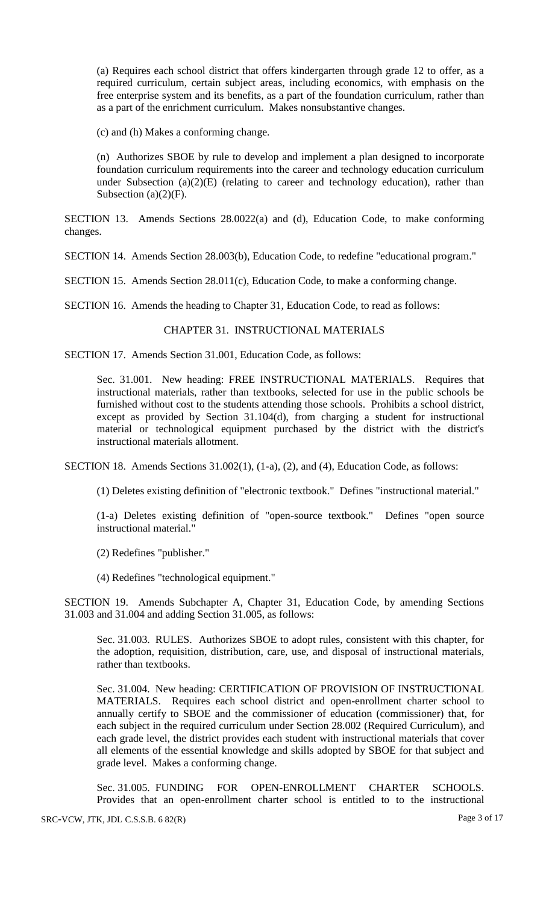(a) Requires each school district that offers kindergarten through grade 12 to offer, as a required curriculum, certain subject areas, including economics, with emphasis on the free enterprise system and its benefits, as a part of the foundation curriculum, rather than as a part of the enrichment curriculum. Makes nonsubstantive changes.

(c) and (h) Makes a conforming change.

(n) Authorizes SBOE by rule to develop and implement a plan designed to incorporate foundation curriculum requirements into the career and technology education curriculum under Subsection (a)(2)(E) (relating to career and technology education), rather than Subsection (a)(2)(F).

SECTION 13. Amends Sections 28.0022(a) and (d), Education Code, to make conforming changes.

SECTION 14. Amends Section 28.003(b), Education Code, to redefine "educational program."

SECTION 15. Amends Section 28.011(c), Education Code, to make a conforming change.

SECTION 16. Amends the heading to Chapter 31, Education Code, to read as follows:

CHAPTER 31. INSTRUCTIONAL MATERIALS

SECTION 17. Amends Section 31.001, Education Code, as follows:

Sec. 31.001. New heading: FREE INSTRUCTIONAL MATERIALS. Requires that instructional materials, rather than textbooks, selected for use in the public schools be furnished without cost to the students attending those schools. Prohibits a school district, except as provided by Section 31.104(d), from charging a student for instructional material or technological equipment purchased by the district with the district's instructional materials allotment.

SECTION 18. Amends Sections 31.002(1), (1-a), (2), and (4), Education Code, as follows:

(1) Deletes existing definition of "electronic textbook." Defines "instructional material."

(1-a) Deletes existing definition of "open-source textbook." Defines "open source instructional material."

(2) Redefines "publisher."

(4) Redefines "technological equipment."

SECTION 19. Amends Subchapter A, Chapter 31, Education Code, by amending Sections 31.003 and 31.004 and adding Section 31.005, as follows:

Sec. 31.003. RULES. Authorizes SBOE to adopt rules, consistent with this chapter, for the adoption, requisition, distribution, care, use, and disposal of instructional materials, rather than textbooks.

Sec. 31.004. New heading: CERTIFICATION OF PROVISION OF INSTRUCTIONAL MATERIALS. Requires each school district and open-enrollment charter school to annually certify to SBOE and the commissioner of education (commissioner) that, for each subject in the required curriculum under Section 28.002 (Required Curriculum), and each grade level, the district provides each student with instructional materials that cover all elements of the essential knowledge and skills adopted by SBOE for that subject and grade level. Makes a conforming change.

Sec. 31.005. FUNDING FOR OPEN-ENROLLMENT CHARTER SCHOOLS. Provides that an open-enrollment charter school is entitled to to the instructional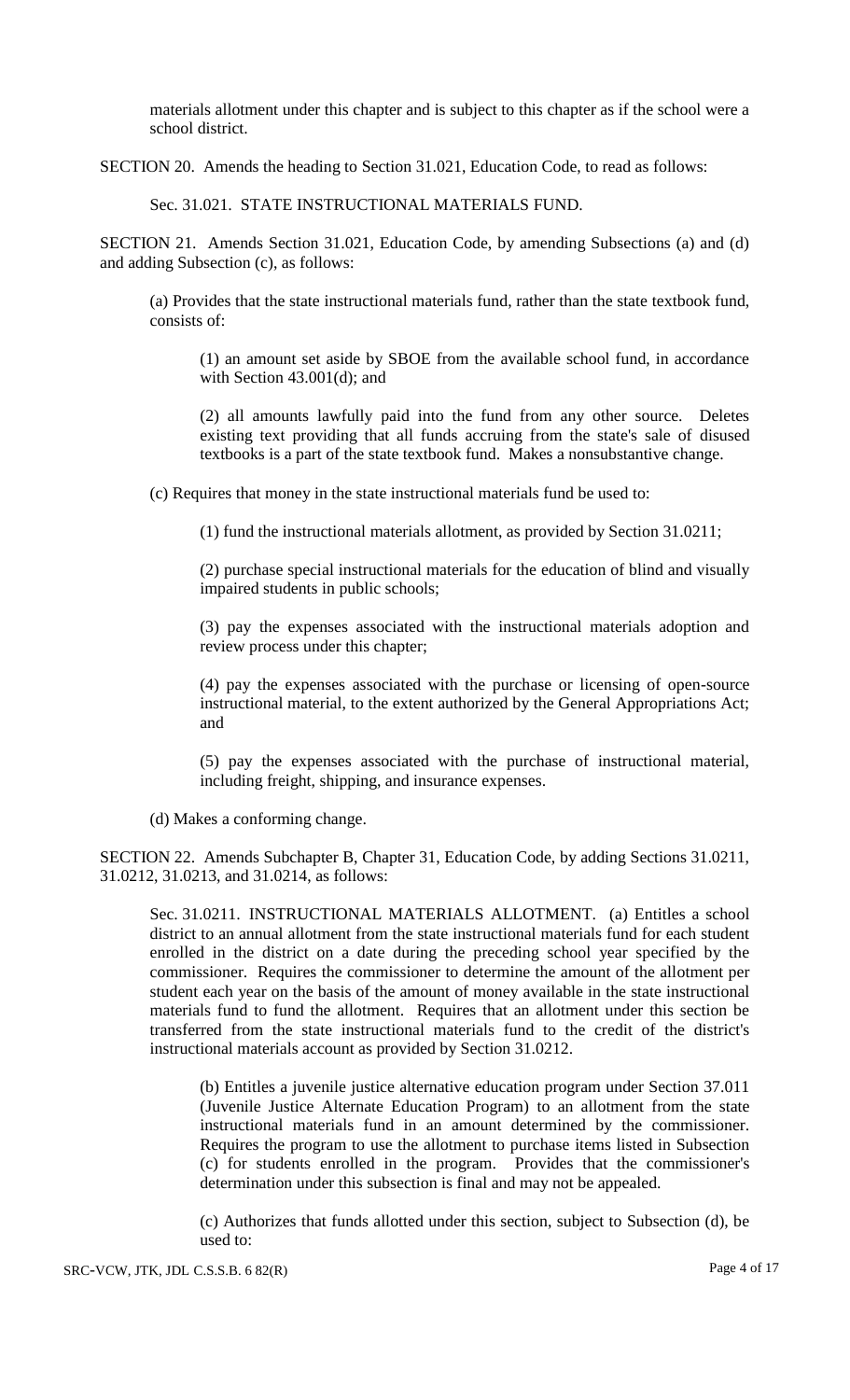materials allotment under this chapter and is subject to this chapter as if the school were a school district.

SECTION 20. Amends the heading to Section 31.021, Education Code, to read as follows:

Sec. 31.021. STATE INSTRUCTIONAL MATERIALS FUND.

SECTION 21. Amends Section 31.021, Education Code, by amending Subsections (a) and (d) and adding Subsection (c), as follows:

(a) Provides that the state instructional materials fund, rather than the state textbook fund, consists of:

(1) an amount set aside by SBOE from the available school fund, in accordance with Section 43.001(d); and

(2) all amounts lawfully paid into the fund from any other source. Deletes existing text providing that all funds accruing from the state's sale of disused textbooks is a part of the state textbook fund. Makes a nonsubstantive change.

(c) Requires that money in the state instructional materials fund be used to:

(1) fund the instructional materials allotment, as provided by Section 31.0211;

(2) purchase special instructional materials for the education of blind and visually impaired students in public schools;

(3) pay the expenses associated with the instructional materials adoption and review process under this chapter;

(4) pay the expenses associated with the purchase or licensing of open-source instructional material, to the extent authorized by the General Appropriations Act; and

(5) pay the expenses associated with the purchase of instructional material, including freight, shipping, and insurance expenses.

(d) Makes a conforming change.

SECTION 22. Amends Subchapter B, Chapter 31, Education Code, by adding Sections 31.0211, 31.0212, 31.0213, and 31.0214, as follows:

Sec. 31.0211. INSTRUCTIONAL MATERIALS ALLOTMENT. (a) Entitles a school district to an annual allotment from the state instructional materials fund for each student enrolled in the district on a date during the preceding school year specified by the commissioner. Requires the commissioner to determine the amount of the allotment per student each year on the basis of the amount of money available in the state instructional materials fund to fund the allotment. Requires that an allotment under this section be transferred from the state instructional materials fund to the credit of the district's instructional materials account as provided by Section 31.0212.

(b) Entitles a juvenile justice alternative education program under Section 37.011 (Juvenile Justice Alternate Education Program) to an allotment from the state instructional materials fund in an amount determined by the commissioner. Requires the program to use the allotment to purchase items listed in Subsection (c) for students enrolled in the program. Provides that the commissioner's determination under this subsection is final and may not be appealed.

(c) Authorizes that funds allotted under this section, subject to Subsection (d), be used to: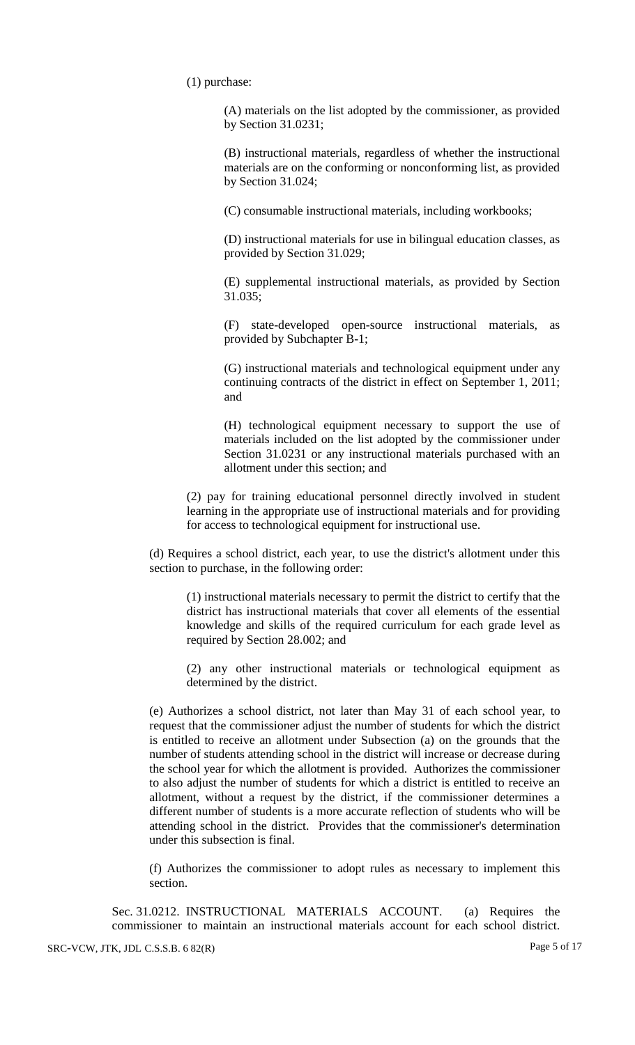(1) purchase:

(A) materials on the list adopted by the commissioner, as provided by Section 31.0231;

(B) instructional materials, regardless of whether the instructional materials are on the conforming or nonconforming list, as provided by Section 31.024;

(C) consumable instructional materials, including workbooks;

(D) instructional materials for use in bilingual education classes, as provided by Section 31.029;

(E) supplemental instructional materials, as provided by Section 31.035;

(F) state-developed open-source instructional materials, as provided by Subchapter B-1;

(G) instructional materials and technological equipment under any continuing contracts of the district in effect on September 1, 2011; and

(H) technological equipment necessary to support the use of materials included on the list adopted by the commissioner under Section 31.0231 or any instructional materials purchased with an allotment under this section; and

(2) pay for training educational personnel directly involved in student learning in the appropriate use of instructional materials and for providing for access to technological equipment for instructional use.

(d) Requires a school district, each year, to use the district's allotment under this section to purchase, in the following order:

(1) instructional materials necessary to permit the district to certify that the district has instructional materials that cover all elements of the essential knowledge and skills of the required curriculum for each grade level as required by Section 28.002; and

(2) any other instructional materials or technological equipment as determined by the district.

(e) Authorizes a school district, not later than May 31 of each school year, to request that the commissioner adjust the number of students for which the district is entitled to receive an allotment under Subsection (a) on the grounds that the number of students attending school in the district will increase or decrease during the school year for which the allotment is provided. Authorizes the commissioner to also adjust the number of students for which a district is entitled to receive an allotment, without a request by the district, if the commissioner determines a different number of students is a more accurate reflection of students who will be attending school in the district. Provides that the commissioner's determination under this subsection is final.

(f) Authorizes the commissioner to adopt rules as necessary to implement this section.

Sec. 31.0212. INSTRUCTIONAL MATERIALS ACCOUNT. (a) Requires the commissioner to maintain an instructional materials account for each school district.

SRC-VCW, JTK, JDL C.S.S.B. 6 82(R)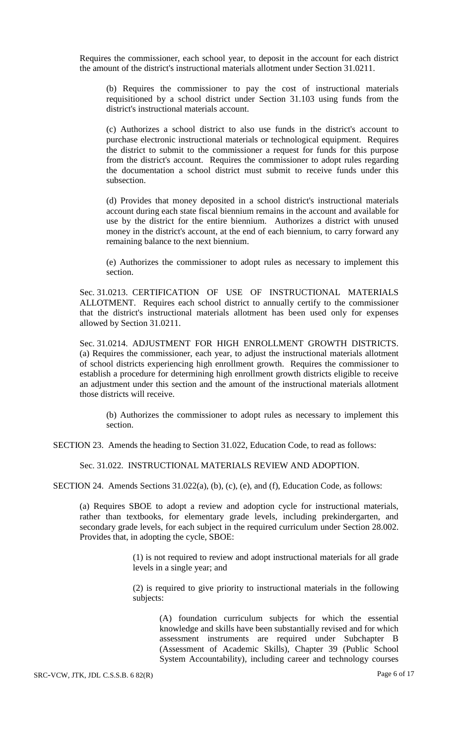Requires the commissioner, each school year, to deposit in the account for each district the amount of the district's instructional materials allotment under Section 31.0211.

(b) Requires the commissioner to pay the cost of instructional materials requisitioned by a school district under Section 31.103 using funds from the district's instructional materials account.

(c) Authorizes a school district to also use funds in the district's account to purchase electronic instructional materials or technological equipment. Requires the district to submit to the commissioner a request for funds for this purpose from the district's account. Requires the commissioner to adopt rules regarding the documentation a school district must submit to receive funds under this subsection.

(d) Provides that money deposited in a school district's instructional materials account during each state fiscal biennium remains in the account and available for use by the district for the entire biennium. Authorizes a district with unused money in the district's account, at the end of each biennium, to carry forward any remaining balance to the next biennium.

(e) Authorizes the commissioner to adopt rules as necessary to implement this section.

Sec. 31.0213. CERTIFICATION OF USE OF INSTRUCTIONAL MATERIALS ALLOTMENT. Requires each school district to annually certify to the commissioner that the district's instructional materials allotment has been used only for expenses allowed by Section 31.0211.

Sec. 31.0214. ADJUSTMENT FOR HIGH ENROLLMENT GROWTH DISTRICTS. (a) Requires the commissioner, each year, to adjust the instructional materials allotment of school districts experiencing high enrollment growth. Requires the commissioner to establish a procedure for determining high enrollment growth districts eligible to receive an adjustment under this section and the amount of the instructional materials allotment those districts will receive.

(b) Authorizes the commissioner to adopt rules as necessary to implement this section.

SECTION 23. Amends the heading to Section 31.022, Education Code, to read as follows:

Sec. 31.022. INSTRUCTIONAL MATERIALS REVIEW AND ADOPTION.

SECTION 24. Amends Sections 31.022(a), (b), (c), (e), and (f), Education Code, as follows:

(a) Requires SBOE to adopt a review and adoption cycle for instructional materials, rather than textbooks, for elementary grade levels, including prekindergarten, and secondary grade levels, for each subject in the required curriculum under Section 28.002. Provides that, in adopting the cycle, SBOE:

(1) is not required to review and adopt instructional materials for all grade levels in a single year; and

(2) is required to give priority to instructional materials in the following subjects:

(A) foundation curriculum subjects for which the essential knowledge and skills have been substantially revised and for which assessment instruments are required under Subchapter B (Assessment of Academic Skills), Chapter 39 (Public School System Accountability), including career and technology courses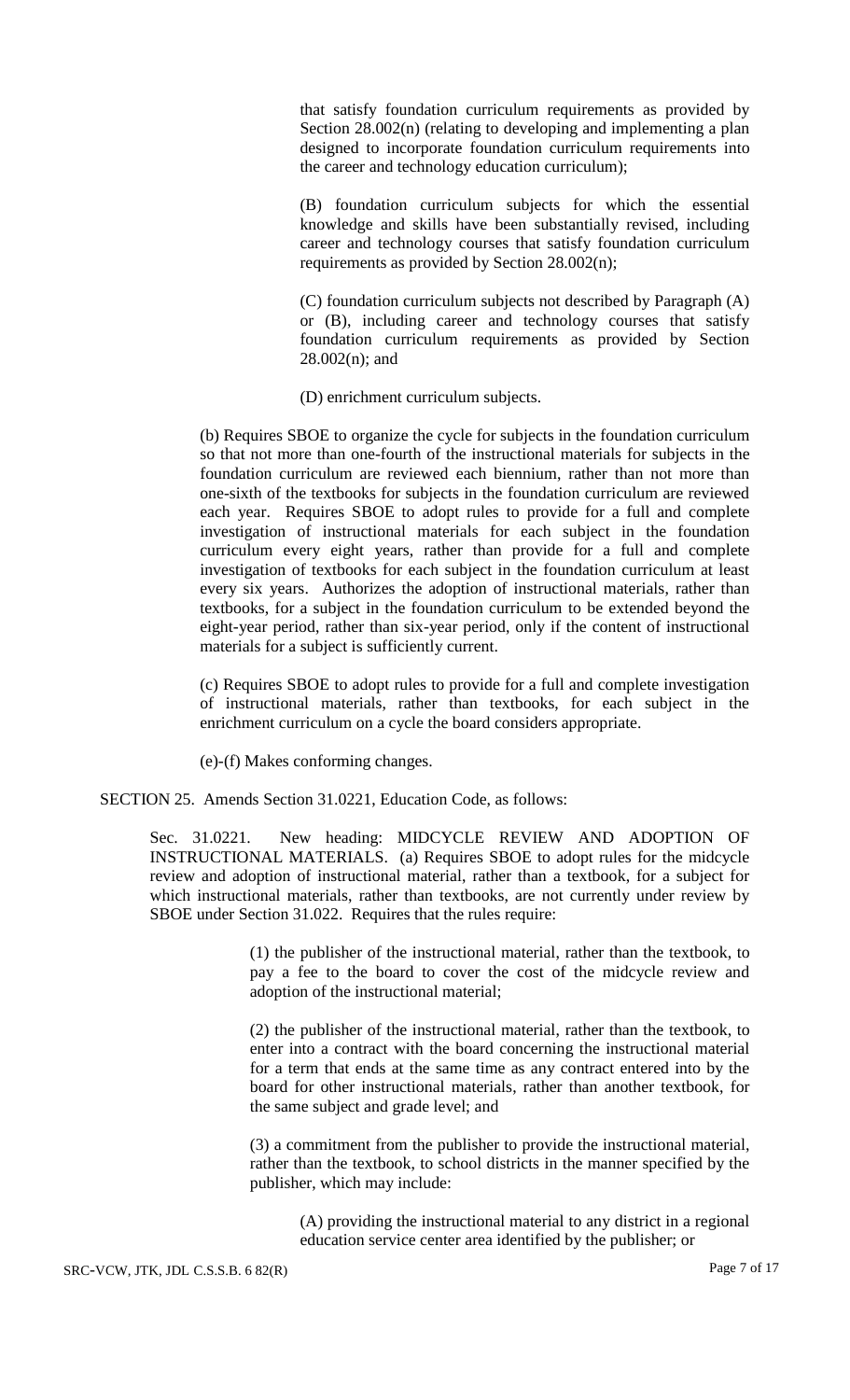that satisfy foundation curriculum requirements as provided by Section 28.002(n) (relating to developing and implementing a plan designed to incorporate foundation curriculum requirements into the career and technology education curriculum);

(B) foundation curriculum subjects for which the essential knowledge and skills have been substantially revised, including career and technology courses that satisfy foundation curriculum requirements as provided by Section 28.002(n);

(C) foundation curriculum subjects not described by Paragraph (A) or (B), including career and technology courses that satisfy foundation curriculum requirements as provided by Section 28.002(n); and

(D) enrichment curriculum subjects.

(b) Requires SBOE to organize the cycle for subjects in the foundation curriculum so that not more than one-fourth of the instructional materials for subjects in the foundation curriculum are reviewed each biennium, rather than not more than one-sixth of the textbooks for subjects in the foundation curriculum are reviewed each year. Requires SBOE to adopt rules to provide for a full and complete investigation of instructional materials for each subject in the foundation curriculum every eight years, rather than provide for a full and complete investigation of textbooks for each subject in the foundation curriculum at least every six years. Authorizes the adoption of instructional materials, rather than textbooks, for a subject in the foundation curriculum to be extended beyond the eight-year period, rather than six-year period, only if the content of instructional materials for a subject is sufficiently current.

(c) Requires SBOE to adopt rules to provide for a full and complete investigation of instructional materials, rather than textbooks, for each subject in the enrichment curriculum on a cycle the board considers appropriate.

(e)-(f) Makes conforming changes.

SECTION 25. Amends Section 31.0221, Education Code, as follows:

Sec. 31.0221. New heading: MIDCYCLE REVIEW AND ADOPTION OF INSTRUCTIONAL MATERIALS. (a) Requires SBOE to adopt rules for the midcycle review and adoption of instructional material, rather than a textbook, for a subject for which instructional materials, rather than textbooks, are not currently under review by SBOE under Section 31.022. Requires that the rules require:

(1) the publisher of the instructional material, rather than the textbook, to pay a fee to the board to cover the cost of the midcycle review and adoption of the instructional material;

(2) the publisher of the instructional material, rather than the textbook, to enter into a contract with the board concerning the instructional material for a term that ends at the same time as any contract entered into by the board for other instructional materials, rather than another textbook, for the same subject and grade level; and

(3) a commitment from the publisher to provide the instructional material, rather than the textbook, to school districts in the manner specified by the publisher, which may include:

(A) providing the instructional material to any district in a regional education service center area identified by the publisher; or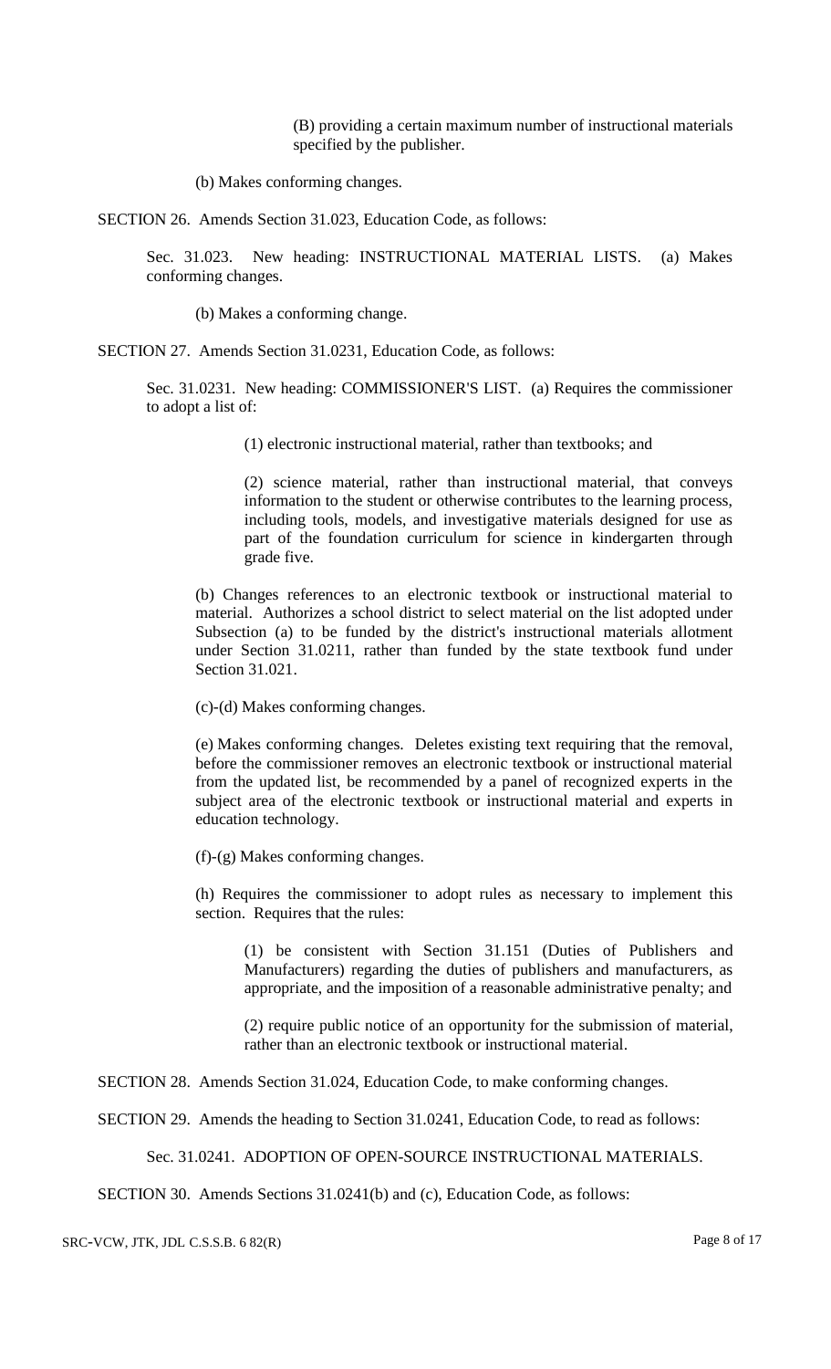(B) providing a certain maximum number of instructional materials specified by the publisher.

(b) Makes conforming changes.

SECTION 26. Amends Section 31.023, Education Code, as follows:

Sec. 31.023. New heading: INSTRUCTIONAL MATERIAL LISTS. (a) Makes conforming changes.

(b) Makes a conforming change.

SECTION 27. Amends Section 31.0231, Education Code, as follows:

Sec. 31.0231. New heading: COMMISSIONER'S LIST. (a) Requires the commissioner to adopt a list of:

(1) electronic instructional material, rather than textbooks; and

(2) science material, rather than instructional material, that conveys information to the student or otherwise contributes to the learning process, including tools, models, and investigative materials designed for use as part of the foundation curriculum for science in kindergarten through grade five.

(b) Changes references to an electronic textbook or instructional material to material. Authorizes a school district to select material on the list adopted under Subsection (a) to be funded by the district's instructional materials allotment under Section 31.0211, rather than funded by the state textbook fund under Section 31.021.

(c)-(d) Makes conforming changes.

(e) Makes conforming changes. Deletes existing text requiring that the removal, before the commissioner removes an electronic textbook or instructional material from the updated list, be recommended by a panel of recognized experts in the subject area of the electronic textbook or instructional material and experts in education technology.

(f)-(g) Makes conforming changes.

(h) Requires the commissioner to adopt rules as necessary to implement this section. Requires that the rules:

(1) be consistent with Section 31.151 (Duties of Publishers and Manufacturers) regarding the duties of publishers and manufacturers, as appropriate, and the imposition of a reasonable administrative penalty; and

(2) require public notice of an opportunity for the submission of material, rather than an electronic textbook or instructional material.

SECTION 28. Amends Section 31.024, Education Code, to make conforming changes.

SECTION 29. Amends the heading to Section 31.0241, Education Code, to read as follows:

Sec. 31.0241. ADOPTION OF OPEN-SOURCE INSTRUCTIONAL MATERIALS.

SECTION 30. Amends Sections 31.0241(b) and (c), Education Code, as follows: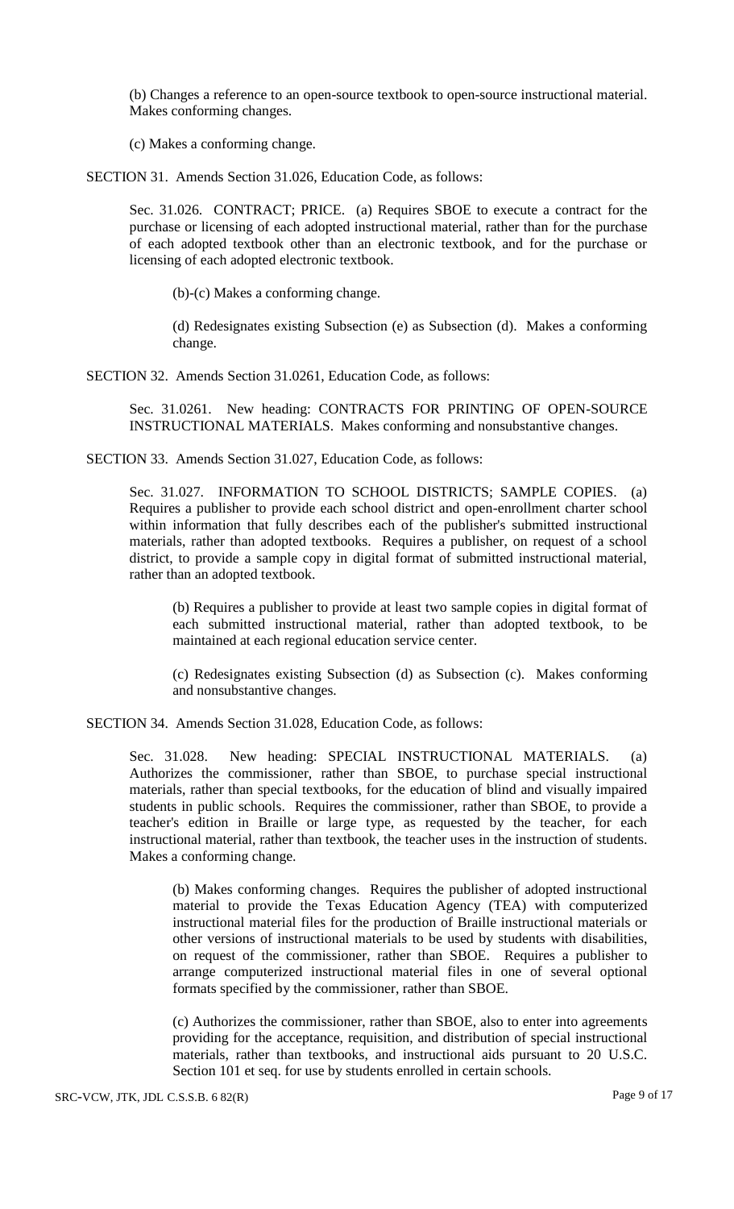(b) Changes a reference to an open-source textbook to open-source instructional material. Makes conforming changes.

(c) Makes a conforming change.

SECTION 31. Amends Section 31.026, Education Code, as follows:

Sec. 31.026. CONTRACT; PRICE. (a) Requires SBOE to execute a contract for the purchase or licensing of each adopted instructional material, rather than for the purchase of each adopted textbook other than an electronic textbook, and for the purchase or licensing of each adopted electronic textbook.

(b)-(c) Makes a conforming change.

(d) Redesignates existing Subsection (e) as Subsection (d). Makes a conforming change.

SECTION 32. Amends Section 31.0261, Education Code, as follows:

Sec. 31.0261. New heading: CONTRACTS FOR PRINTING OF OPEN-SOURCE INSTRUCTIONAL MATERIALS. Makes conforming and nonsubstantive changes.

SECTION 33. Amends Section 31.027, Education Code, as follows:

Sec. 31.027. INFORMATION TO SCHOOL DISTRICTS; SAMPLE COPIES. (a) Requires a publisher to provide each school district and open-enrollment charter school within information that fully describes each of the publisher's submitted instructional materials, rather than adopted textbooks. Requires a publisher, on request of a school district, to provide a sample copy in digital format of submitted instructional material, rather than an adopted textbook.

(b) Requires a publisher to provide at least two sample copies in digital format of each submitted instructional material, rather than adopted textbook, to be maintained at each regional education service center.

(c) Redesignates existing Subsection (d) as Subsection (c). Makes conforming and nonsubstantive changes.

SECTION 34. Amends Section 31.028, Education Code, as follows:

Sec. 31.028. New heading: SPECIAL INSTRUCTIONAL MATERIALS. (a) Authorizes the commissioner, rather than SBOE, to purchase special instructional materials, rather than special textbooks, for the education of blind and visually impaired students in public schools. Requires the commissioner, rather than SBOE, to provide a teacher's edition in Braille or large type, as requested by the teacher, for each instructional material, rather than textbook, the teacher uses in the instruction of students. Makes a conforming change.

(b) Makes conforming changes. Requires the publisher of adopted instructional material to provide the Texas Education Agency (TEA) with computerized instructional material files for the production of Braille instructional materials or other versions of instructional materials to be used by students with disabilities, on request of the commissioner, rather than SBOE. Requires a publisher to arrange computerized instructional material files in one of several optional formats specified by the commissioner, rather than SBOE.

(c) Authorizes the commissioner, rather than SBOE, also to enter into agreements providing for the acceptance, requisition, and distribution of special instructional materials, rather than textbooks, and instructional aids pursuant to 20 U.S.C. Section 101 et seq. for use by students enrolled in certain schools.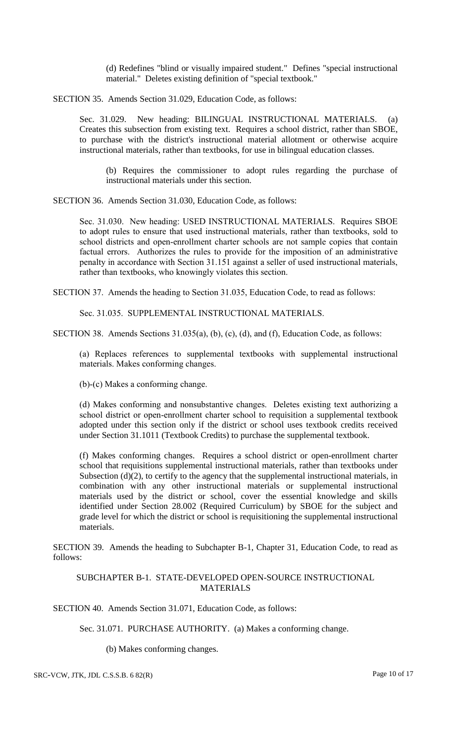(d) Redefines "blind or visually impaired student." Defines "special instructional material." Deletes existing definition of "special textbook."

SECTION 35. Amends Section 31.029, Education Code, as follows:

Sec. 31.029. New heading: BILINGUAL INSTRUCTIONAL MATERIALS. (a) Creates this subsection from existing text. Requires a school district, rather than SBOE, to purchase with the district's instructional material allotment or otherwise acquire instructional materials, rather than textbooks, for use in bilingual education classes.

(b) Requires the commissioner to adopt rules regarding the purchase of instructional materials under this section.

SECTION 36. Amends Section 31.030, Education Code, as follows:

Sec. 31.030. New heading: USED INSTRUCTIONAL MATERIALS. Requires SBOE to adopt rules to ensure that used instructional materials, rather than textbooks, sold to school districts and open-enrollment charter schools are not sample copies that contain factual errors. Authorizes the rules to provide for the imposition of an administrative penalty in accordance with Section 31.151 against a seller of used instructional materials, rather than textbooks, who knowingly violates this section.

SECTION 37. Amends the heading to Section 31.035, Education Code, to read as follows:

Sec. 31.035. SUPPLEMENTAL INSTRUCTIONAL MATERIALS.

SECTION 38. Amends Sections 31.035(a), (b), (c), (d), and (f), Education Code, as follows:

(a) Replaces references to supplemental textbooks with supplemental instructional materials. Makes conforming changes.

(b)-(c) Makes a conforming change.

(d) Makes conforming and nonsubstantive changes. Deletes existing text authorizing a school district or open-enrollment charter school to requisition a supplemental textbook adopted under this section only if the district or school uses textbook credits received under Section 31.1011 (Textbook Credits) to purchase the supplemental textbook.

(f) Makes conforming changes. Requires a school district or open-enrollment charter school that requisitions supplemental instructional materials, rather than textbooks under Subsection (d)(2), to certify to the agency that the supplemental instructional materials, in combination with any other instructional materials or supplemental instructional materials used by the district or school, cover the essential knowledge and skills identified under Section 28.002 (Required Curriculum) by SBOE for the subject and grade level for which the district or school is requisitioning the supplemental instructional materials.

SECTION 39. Amends the heading to Subchapter B-1, Chapter 31, Education Code, to read as follows:

SUBCHAPTER B-1. STATE-DEVELOPED OPEN-SOURCE INSTRUCTIONAL MATERIALS

SECTION 40. Amends Section 31.071, Education Code, as follows:

Sec. 31.071. PURCHASE AUTHORITY. (a) Makes a conforming change.

(b) Makes conforming changes.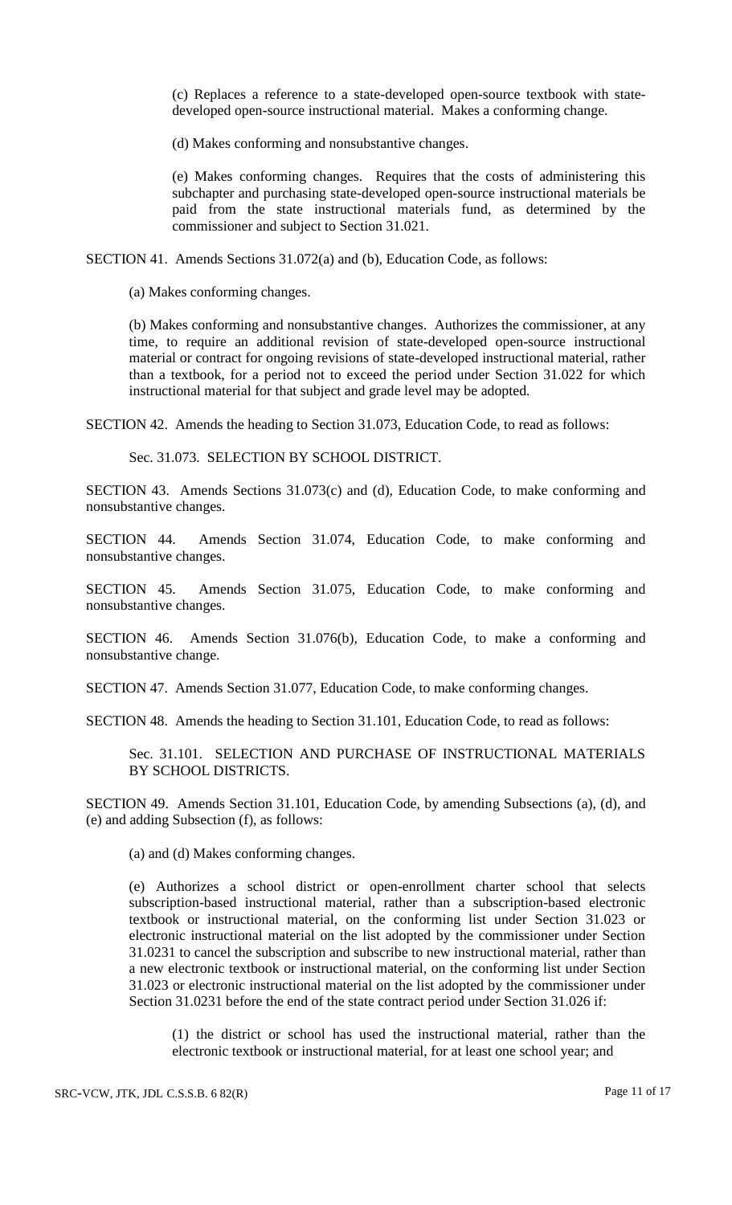(c) Replaces a reference to a state-developed open-source textbook with state-developed open-source instructional material. Makes a conforming change.

(d) Makes conforming and nonsubstantive changes.

(e) Makes conforming changes. Requires that the costs of administering this subchapter and purchasing state-developed open-source instructional materials be paid from the state instructional materials fund, as determined by the commissioner and subject to Section 31.021.

SECTION 41. Amends Sections 31.072(a) and (b), Education Code, as follows:

(a) Makes conforming changes.

(b) Makes conforming and nonsubstantive changes. Authorizes the commissioner, at any time, to require an additional revision of state-developed open-source instructional material or contract for ongoing revisions of state-developed instructional material, rather than a textbook, for a period not to exceed the period under Section 31.022 for which instructional material for that subject and grade level may be adopted.

SECTION 42. Amends the heading to Section 31.073, Education Code, to read as follows:

Sec. 31.073. SELECTION BY SCHOOL DISTRICT.

SECTION 43. Amends Sections 31.073(c) and (d), Education Code, to make conforming and nonsubstantive changes.

SECTION 44. Amends Section 31.074, Education Code, to make conforming and nonsubstantive changes.

SECTION 45. Amends Section 31.075, Education Code, to make conforming and nonsubstantive changes.

SECTION 46. Amends Section 31.076(b), Education Code, to make a conforming and nonsubstantive change.

SECTION 47. Amends Section 31.077, Education Code, to make conforming changes.

SECTION 48. Amends the heading to Section 31.101, Education Code, to read as follows:

Sec. 31.101. SELECTION AND PURCHASE OF INSTRUCTIONAL MATERIALS BY SCHOOL DISTRICTS.

SECTION 49. Amends Section 31.101, Education Code, by amending Subsections (a), (d), and (e) and adding Subsection (f), as follows:

(a) and (d) Makes conforming changes.

(e) Authorizes a school district or open-enrollment charter school that selects subscription-based instructional material, rather than a subscription-based electronic textbook or instructional material, on the conforming list under Section 31.023 or electronic instructional material on the list adopted by the commissioner under Section 31.0231 to cancel the subscription and subscribe to new instructional material, rather than a new electronic textbook or instructional material, on the conforming list under Section 31.023 or electronic instructional material on the list adopted by the commissioner under Section 31.0231 before the end of the state contract period under Section 31.026 if:

(1) the district or school has used the instructional material, rather than the electronic textbook or instructional material, for at least one school year; and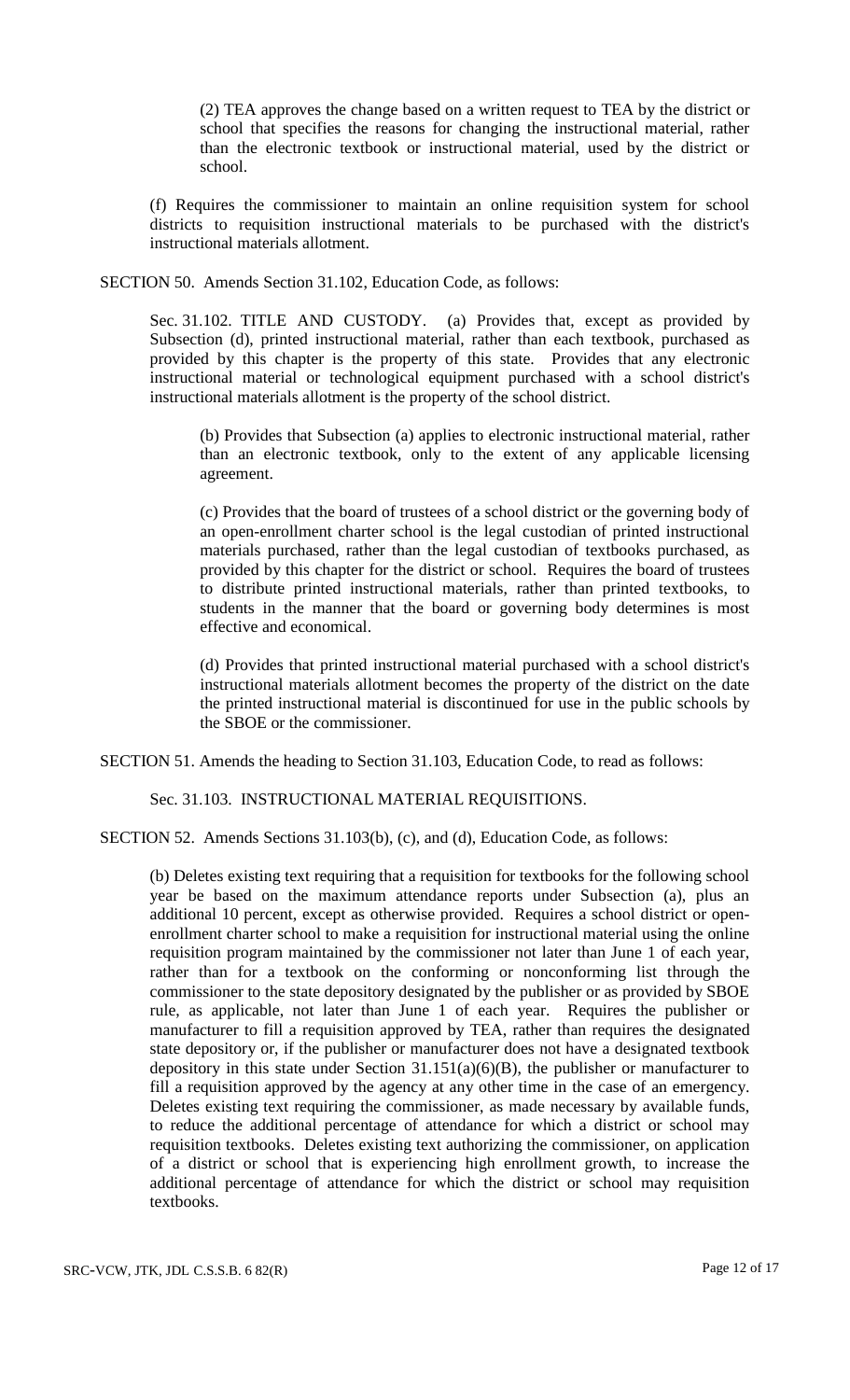(2) TEA approves the change based on a written request to TEA by the district or school that specifies the reasons for changing the instructional material, rather than the electronic textbook or instructional material, used by the district or school.

(f) Requires the commissioner to maintain an online requisition system for school districts to requisition instructional materials to be purchased with the district's instructional materials allotment.

SECTION 50. Amends Section 31.102, Education Code, as follows:

Sec. 31.102. TITLE AND CUSTODY. (a) Provides that, except as provided by Subsection (d), printed instructional material, rather than each textbook, purchased as provided by this chapter is the property of this state. Provides that any electronic instructional material or technological equipment purchased with a school district's instructional materials allotment is the property of the school district.

(b) Provides that Subsection (a) applies to electronic instructional material, rather than an electronic textbook, only to the extent of any applicable licensing agreement.

(c) Provides that the board of trustees of a school district or the governing body of an open-enrollment charter school is the legal custodian of printed instructional materials purchased, rather than the legal custodian of textbooks purchased, as provided by this chapter for the district or school. Requires the board of trustees to distribute printed instructional materials, rather than printed textbooks, to students in the manner that the board or governing body determines is most effective and economical.

(d) Provides that printed instructional material purchased with a school district's instructional materials allotment becomes the property of the district on the date the printed instructional material is discontinued for use in the public schools by the SBOE or the commissioner.

SECTION 51. Amends the heading to Section 31.103, Education Code, to read as follows:

Sec. 31.103. INSTRUCTIONAL MATERIAL REQUISITIONS.

SECTION 52. Amends Sections 31.103(b), (c), and (d), Education Code, as follows:

(b) Deletes existing text requiring that a requisition for textbooks for the following school year be based on the maximum attendance reports under Subsection (a), plus an additional 10 percent, except as otherwise provided. Requires a school district or open-enrollment charter school to make a requisition for instructional material using the online requisition program maintained by the commissioner not later than June 1 of each year, rather than for a textbook on the conforming or nonconforming list through the commissioner to the state depository designated by the publisher or as provided by SBOE rule, as applicable, not later than June 1 of each year. Requires the publisher or manufacturer to fill a requisition approved by TEA, rather than requires the designated state depository or, if the publisher or manufacturer does not have a designated textbook depository in this state under Section 31.151(a)(6)(B), the publisher or manufacturer to fill a requisition approved by the agency at any other time in the case of an emergency. Deletes existing text requiring the commissioner, as made necessary by available funds, to reduce the additional percentage of attendance for which a district or school may requisition textbooks. Deletes existing text authorizing the commissioner, on application of a district or school that is experiencing high enrollment growth, to increase the additional percentage of attendance for which the district or school may requisition textbooks.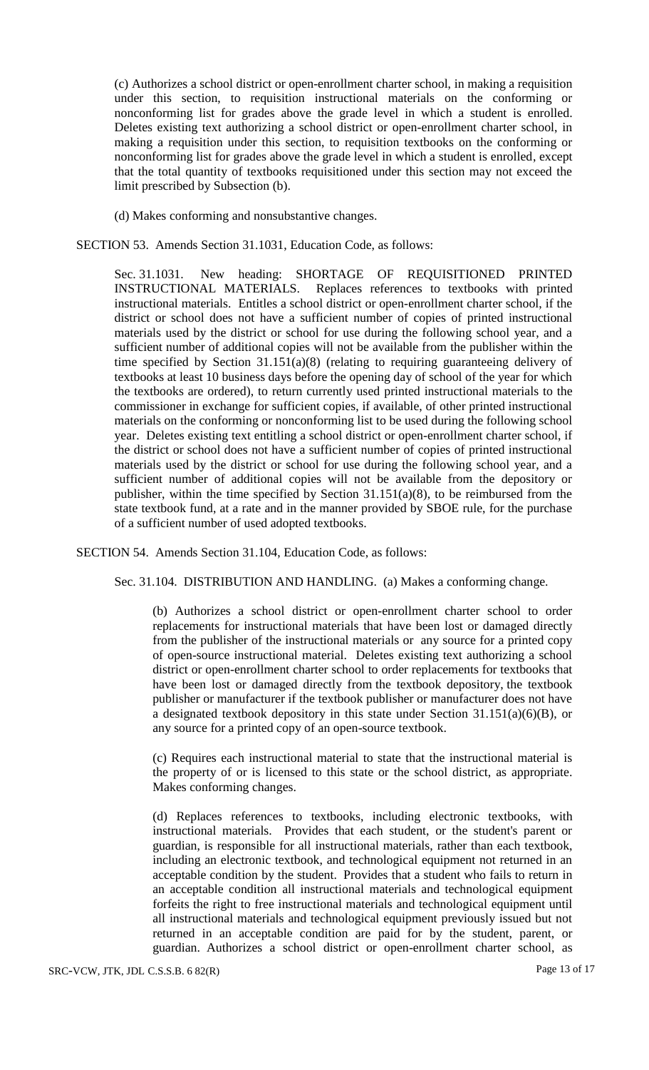(c) Authorizes a school district or open-enrollment charter school, in making a requisition under this section, to requisition instructional materials on the conforming or nonconforming list for grades above the grade level in which a student is enrolled. Deletes existing text authorizing a school district or open-enrollment charter school, in making a requisition under this section, to requisition textbooks on the conforming or nonconforming list for grades above the grade level in which a student is enrolled, except that the total quantity of textbooks requisitioned under this section may not exceed the limit prescribed by Subsection (b).

(d) Makes conforming and nonsubstantive changes.

SECTION 53. Amends Section 31.1031, Education Code, as follows:

Sec. 31.1031. New heading: SHORTAGE OF REQUISITIONED PRINTED INSTRUCTIONAL MATERIALS. Replaces references to textbooks with printed instructional materials. Entitles a school district or open-enrollment charter school, if the district or school does not have a sufficient number of copies of printed instructional materials used by the district or school for use during the following school year, and a sufficient number of additional copies will not be available from the publisher within the time specified by Section 31.151(a)(8) (relating to requiring guaranteeing delivery of textbooks at least 10 business days before the opening day of school of the year for which the textbooks are ordered), to return currently used printed instructional materials to the commissioner in exchange for sufficient copies, if available, of other printed instructional materials on the conforming or nonconforming list to be used during the following school year. Deletes existing text entitling a school district or open-enrollment charter school, if the district or school does not have a sufficient number of copies of printed instructional materials used by the district or school for use during the following school year, and a sufficient number of additional copies will not be available from the depository or publisher, within the time specified by Section 31.151(a)(8), to be reimbursed from the state textbook fund, at a rate and in the manner provided by SBOE rule, for the purchase of a sufficient number of used adopted textbooks.

SECTION 54. Amends Section 31.104, Education Code, as follows:

Sec. 31.104. DISTRIBUTION AND HANDLING. (a) Makes a conforming change.

(b) Authorizes a school district or open-enrollment charter school to order replacements for instructional materials that have been lost or damaged directly from the publisher of the instructional materials or any source for a printed copy of open-source instructional material. Deletes existing text authorizing a school district or open-enrollment charter school to order replacements for textbooks that have been lost or damaged directly from the textbook depository, the textbook publisher or manufacturer if the textbook publisher or manufacturer does not have a designated textbook depository in this state under Section 31.151(a)(6)(B), or any source for a printed copy of an open-source textbook.

(c) Requires each instructional material to state that the instructional material is the property of or is licensed to this state or the school district, as appropriate. Makes conforming changes.

(d) Replaces references to textbooks, including electronic textbooks, with instructional materials. Provides that each student, or the student's parent or guardian, is responsible for all instructional materials, rather than each textbook, including an electronic textbook, and technological equipment not returned in an acceptable condition by the student. Provides that a student who fails to return in an acceptable condition all instructional materials and technological equipment forfeits the right to free instructional materials and technological equipment until all instructional materials and technological equipment previously issued but not returned in an acceptable condition are paid for by the student, parent, or guardian. Authorizes a school district or open-enrollment charter school, as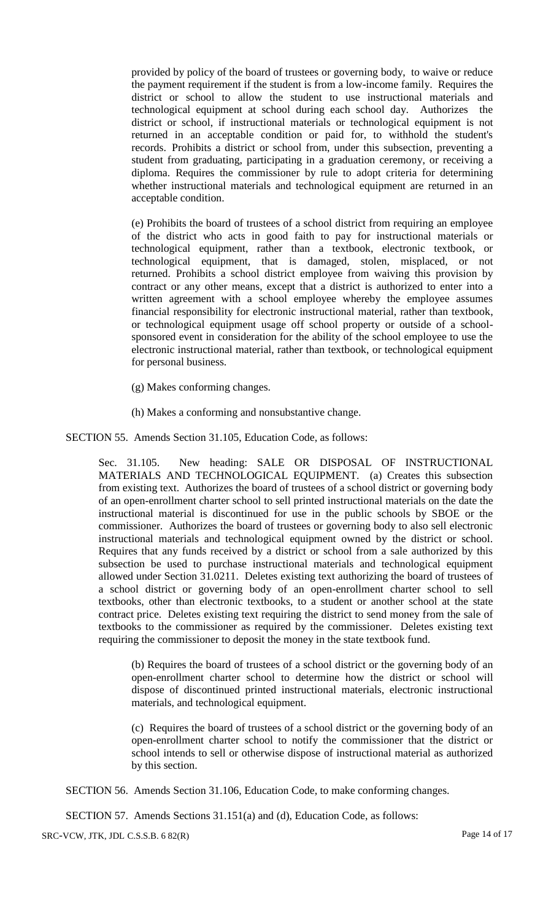provided by policy of the board of trustees or governing body, to waive or reduce the payment requirement if the student is from a low-income family. Requires the district or school to allow the student to use instructional materials and technological equipment at school during each school day. Authorizes the district or school, if instructional materials or technological equipment is not returned in an acceptable condition or paid for, to withhold the student's records. Prohibits a district or school from, under this subsection, preventing a student from graduating, participating in a graduation ceremony, or receiving a diploma. Requires the commissioner by rule to adopt criteria for determining whether instructional materials and technological equipment are returned in an acceptable condition.

(e) Prohibits the board of trustees of a school district from requiring an employee of the district who acts in good faith to pay for instructional materials or technological equipment, rather than a textbook, electronic textbook, or technological equipment, that is damaged, stolen, misplaced, or not returned. Prohibits a school district employee from waiving this provision by contract or any other means, except that a district is authorized to enter into a written agreement with a school employee whereby the employee assumes financial responsibility for electronic instructional material, rather than textbook, or technological equipment usage off school property or outside of a school-sponsored event in consideration for the ability of the school employee to use the electronic instructional material, rather than textbook, or technological equipment for personal business.

(g) Makes conforming changes.

(h) Makes a conforming and nonsubstantive change.

SECTION 55. Amends Section 31.105, Education Code, as follows:

Sec. 31.105. New heading: SALE OR DISPOSAL OF INSTRUCTIONAL MATERIALS AND TECHNOLOGICAL EQUIPMENT. (a) Creates this subsection from existing text. Authorizes the board of trustees of a school district or governing body of an open-enrollment charter school to sell printed instructional materials on the date the instructional material is discontinued for use in the public schools by SBOE or the commissioner. Authorizes the board of trustees or governing body to also sell electronic instructional materials and technological equipment owned by the district or school. Requires that any funds received by a district or school from a sale authorized by this subsection be used to purchase instructional materials and technological equipment allowed under Section 31.0211. Deletes existing text authorizing the board of trustees of a school district or governing body of an open-enrollment charter school to sell textbooks, other than electronic textbooks, to a student or another school at the state contract price. Deletes existing text requiring the district to send money from the sale of textbooks to the commissioner as required by the commissioner. Deletes existing text requiring the commissioner to deposit the money in the state textbook fund.

(b) Requires the board of trustees of a school district or the governing body of an open-enrollment charter school to determine how the district or school will dispose of discontinued printed instructional materials, electronic instructional materials, and technological equipment.

(c) Requires the board of trustees of a school district or the governing body of an open-enrollment charter school to notify the commissioner that the district or school intends to sell or otherwise dispose of instructional material as authorized by this section.

SECTION 56. Amends Section 31.106, Education Code, to make conforming changes.

SECTION 57. Amends Sections 31.151(a) and (d), Education Code, as follows: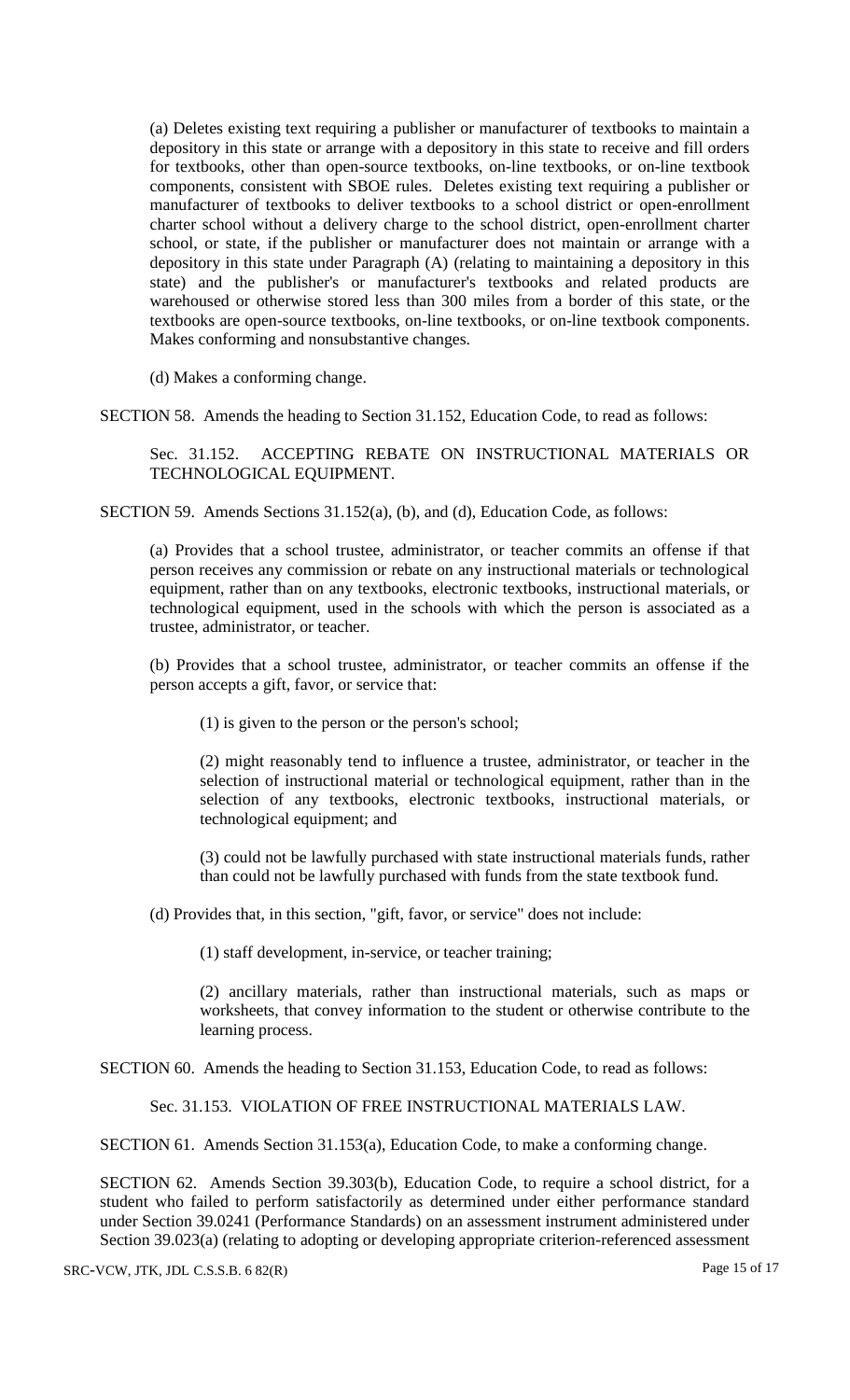(a) Deletes existing text requiring a publisher or manufacturer of textbooks to maintain a depository in this state or arrange with a depository in this state to receive and fill orders for textbooks, other than open-source textbooks, on-line textbooks, or on-line textbook components, consistent with SBOE rules. Deletes existing text requiring a publisher or manufacturer of textbooks to deliver textbooks to a school district or open-enrollment charter school without a delivery charge to the school district, open-enrollment charter school, or state, if the publisher or manufacturer does not maintain or arrange with a depository in this state under Paragraph (A) (relating to maintaining a depository in this state) and the publisher's or manufacturer's textbooks and related products are warehoused or otherwise stored less than 300 miles from a border of this state, or the textbooks are open-source textbooks, on-line textbooks, or on-line textbook components. Makes conforming and nonsubstantive changes.

(d) Makes a conforming change.

SECTION 58. Amends the heading to Section 31.152, Education Code, to read as follows:

Sec. 31.152. ACCEPTING REBATE ON INSTRUCTIONAL MATERIALS OR TECHNOLOGICAL EQUIPMENT.

SECTION 59. Amends Sections 31.152(a), (b), and (d), Education Code, as follows:

(a) Provides that a school trustee, administrator, or teacher commits an offense if that person receives any commission or rebate on any instructional materials or technological equipment, rather than on any textbooks, electronic textbooks, instructional materials, or technological equipment, used in the schools with which the person is associated as a trustee, administrator, or teacher.

(b) Provides that a school trustee, administrator, or teacher commits an offense if the person accepts a gift, favor, or service that:

(1) is given to the person or the person's school;

(2) might reasonably tend to influence a trustee, administrator, or teacher in the selection of instructional material or technological equipment, rather than in the selection of any textbooks, electronic textbooks, instructional materials, or technological equipment; and

(3) could not be lawfully purchased with state instructional materials funds, rather than could not be lawfully purchased with funds from the state textbook fund.

(d) Provides that, in this section, "gift, favor, or service" does not include:

(1) staff development, in-service, or teacher training;

(2) ancillary materials, rather than instructional materials, such as maps or worksheets, that convey information to the student or otherwise contribute to the learning process.

SECTION 60. Amends the heading to Section 31.153, Education Code, to read as follows:

Sec. 31.153. VIOLATION OF FREE INSTRUCTIONAL MATERIALS LAW.

SECTION 61. Amends Section 31.153(a), Education Code, to make a conforming change.

SECTION 62. Amends Section 39.303(b), Education Code, to require a school district, for a student who failed to perform satisfactorily as determined under either performance standard under Section 39.0241 (Performance Standards) on an assessment instrument administered under Section 39.023(a) (relating to adopting or developing appropriate criterion-referenced assessment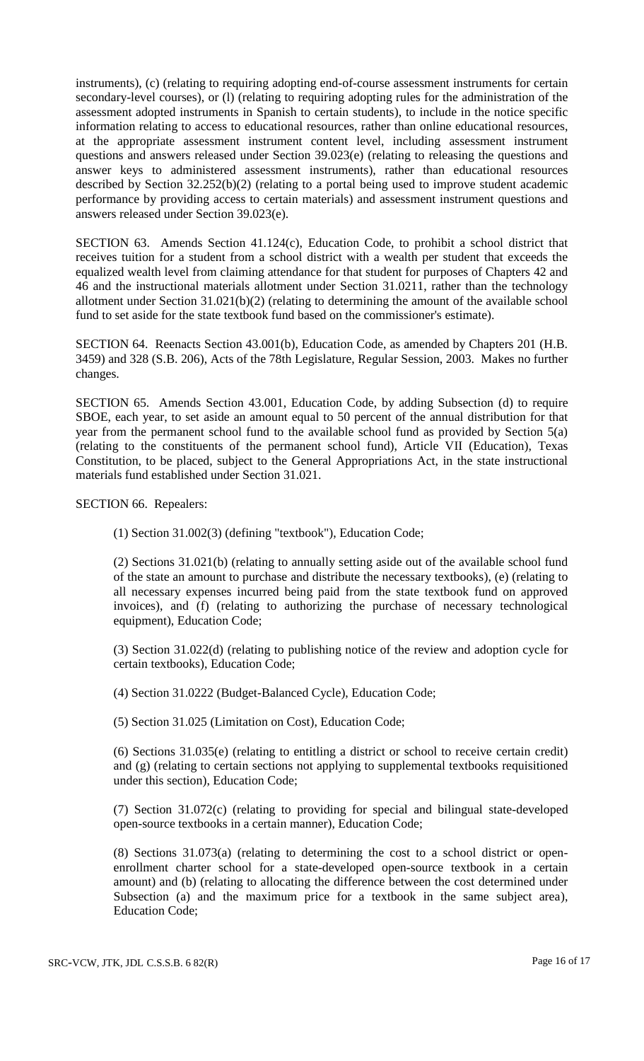instruments), (c) (relating to requiring adopting end-of-course assessment instruments for certain secondary-level courses), or (l) (relating to requiring adopting rules for the administration of the assessment adopted instruments in Spanish to certain students), to include in the notice specific information relating to access to educational resources, rather than online educational resources, at the appropriate assessment instrument content level, including assessment instrument questions and answers released under Section 39.023(e) (relating to releasing the questions and answer keys to administered assessment instruments), rather than educational resources described by Section 32.252(b)(2) (relating to a portal being used to improve student academic performance by providing access to certain materials) and assessment instrument questions and answers released under Section 39.023(e).

SECTION 63. Amends Section 41.124(c), Education Code, to prohibit a school district that receives tuition for a student from a school district with a wealth per student that exceeds the equalized wealth level from claiming attendance for that student for purposes of Chapters 42 and 46 and the instructional materials allotment under Section 31.0211, rather than the technology allotment under Section 31.021(b)(2) (relating to determining the amount of the available school fund to set aside for the state textbook fund based on the commissioner's estimate).

SECTION 64. Reenacts Section 43.001(b), Education Code, as amended by Chapters 201 (H.B. 3459) and 328 (S.B. 206), Acts of the 78th Legislature, Regular Session, 2003. Makes no further changes.

SECTION 65. Amends Section 43.001, Education Code, by adding Subsection (d) to require SBOE, each year, to set aside an amount equal to 50 percent of the annual distribution for that year from the permanent school fund to the available school fund as provided by Section 5(a) (relating to the constituents of the permanent school fund), Article VII (Education), Texas Constitution, to be placed, subject to the General Appropriations Act, in the state instructional materials fund established under Section 31.021.

SECTION 66. Repealers:

(1) Section 31.002(3) (defining "textbook"), Education Code;

(2) Sections 31.021(b) (relating to annually setting aside out of the available school fund of the state an amount to purchase and distribute the necessary textbooks), (e) (relating to all necessary expenses incurred being paid from the state textbook fund on approved invoices), and (f) (relating to authorizing the purchase of necessary technological equipment), Education Code;

(3) Section 31.022(d) (relating to publishing notice of the review and adoption cycle for certain textbooks), Education Code;

(4) Section 31.0222 (Budget-Balanced Cycle), Education Code;

(5) Section 31.025 (Limitation on Cost), Education Code;

(6) Sections 31.035(e) (relating to entitling a district or school to receive certain credit) and (g) (relating to certain sections not applying to supplemental textbooks requisitioned under this section), Education Code;

(7) Section 31.072(c) (relating to providing for special and bilingual state-developed open-source textbooks in a certain manner), Education Code;

(8) Sections 31.073(a) (relating to determining the cost to a school district or open-enrollment charter school for a state-developed open-source textbook in a certain amount) and (b) (relating to allocating the difference between the cost determined under Subsection (a) and the maximum price for a textbook in the same subject area), Education Code;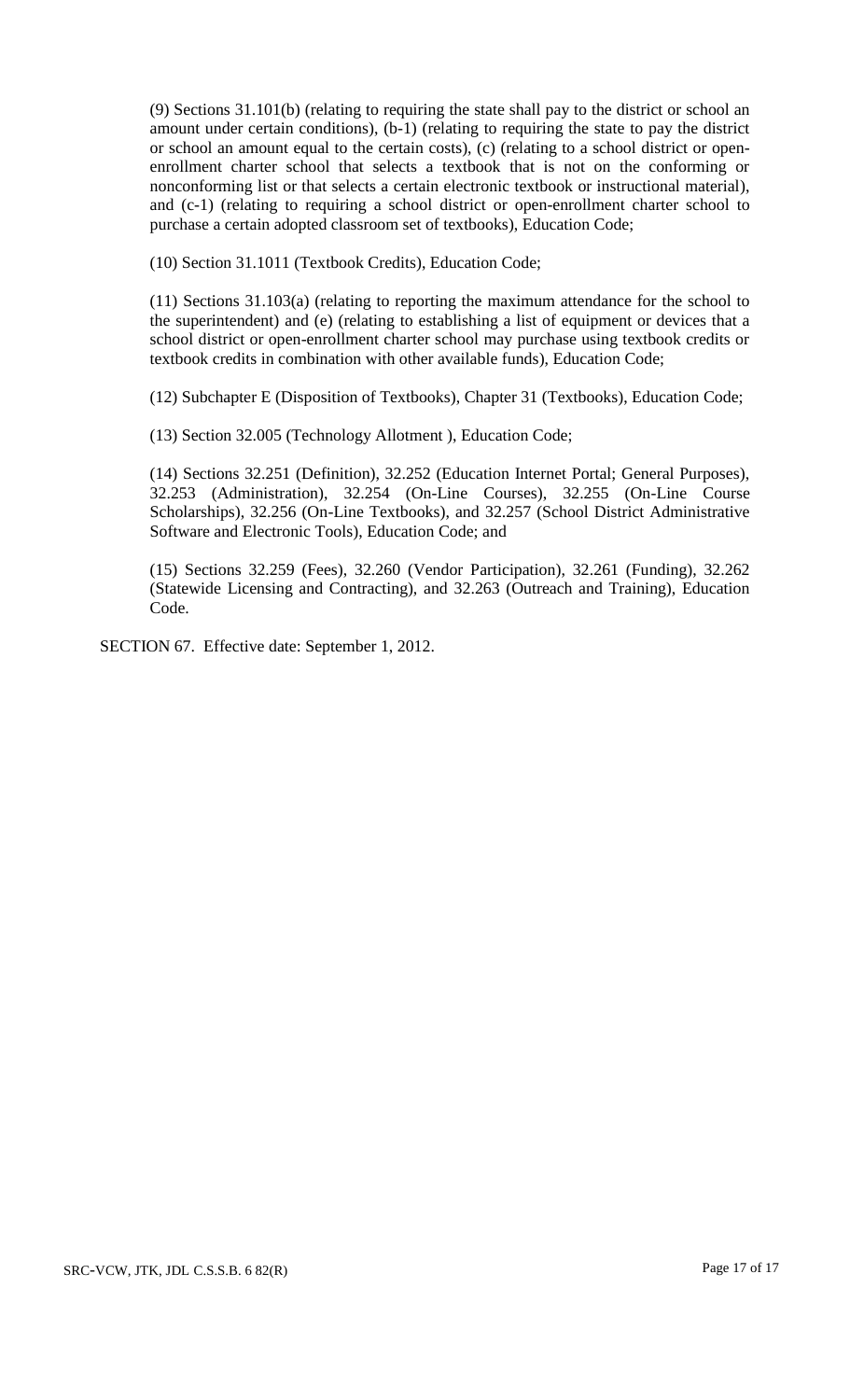(9) Sections 31.101(b) (relating to requiring the state shall pay to the district or school an amount under certain conditions), (b-1) (relating to requiring the state to pay the district or school an amount equal to the certain costs), (c) (relating to a school district or open-enrollment charter school that selects a textbook that is not on the conforming or nonconforming list or that selects a certain electronic textbook or instructional material), and (c-1) (relating to requiring a school district or open-enrollment charter school to purchase a certain adopted classroom set of textbooks), Education Code;

(10) Section 31.1011 (Textbook Credits), Education Code;

(11) Sections 31.103(a) (relating to reporting the maximum attendance for the school to the superintendent) and (e) (relating to establishing a list of equipment or devices that a school district or open-enrollment charter school may purchase using textbook credits or textbook credits in combination with other available funds), Education Code;

(12) Subchapter E (Disposition of Textbooks), Chapter 31 (Textbooks), Education Code;

(13) Section 32.005 (Technology Allotment ), Education Code;

(14) Sections 32.251 (Definition), 32.252 (Education Internet Portal; General Purposes), 32.253 (Administration), 32.254 (On-Line Courses), 32.255 (On-Line Course Scholarships), 32.256 (On-Line Textbooks), and 32.257 (School District Administrative Software and Electronic Tools), Education Code; and

(15) Sections 32.259 (Fees), 32.260 (Vendor Participation), 32.261 (Funding), 32.262 (Statewide Licensing and Contracting), and 32.263 (Outreach and Training), Education Code.

SECTION 67. Effective date: September 1, 2012.